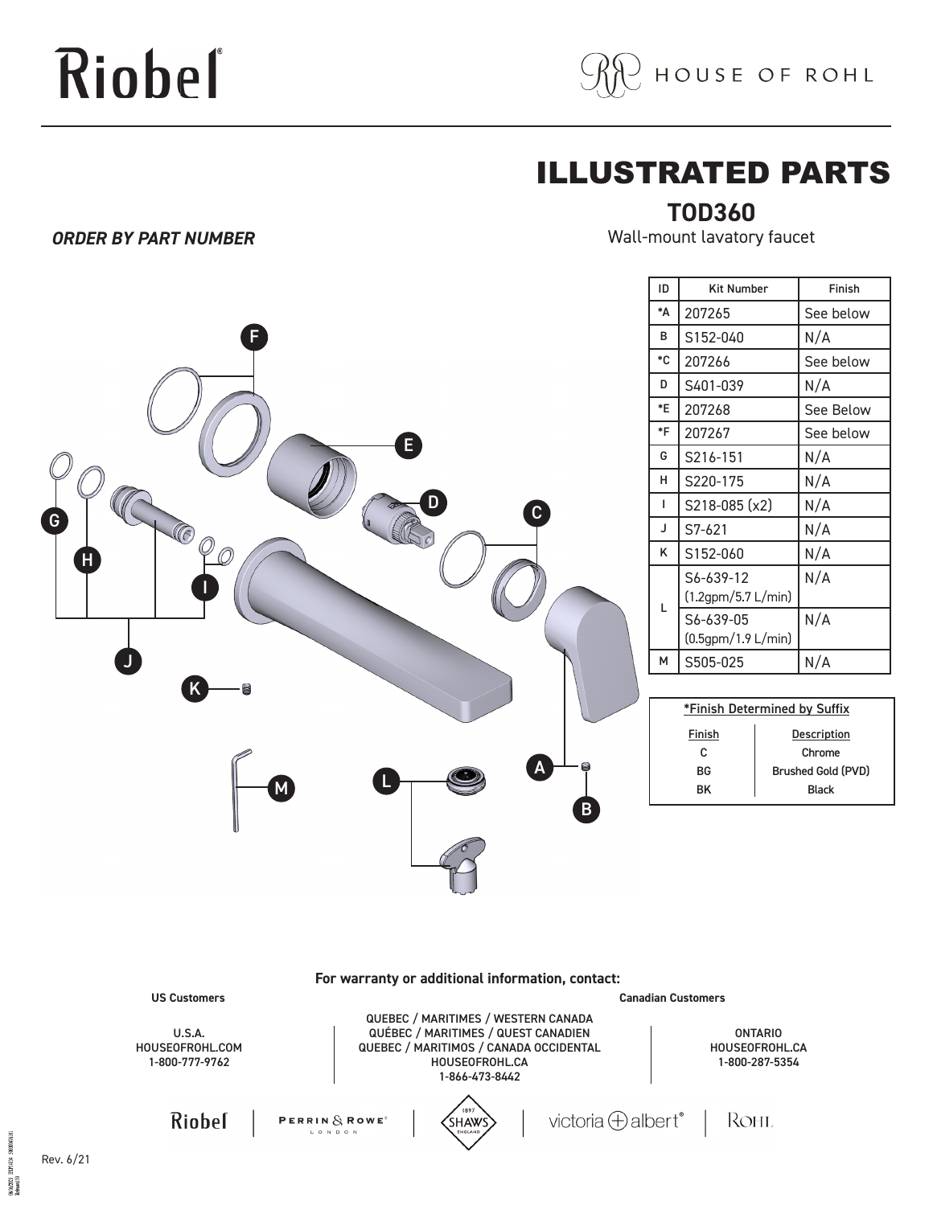# Riobel

HOUSE OF ROHL

# ILLUSTRATED PARTS

## TOD360

Wall-mount lavatory faucet

***ORDER BY PART NUMBER***

| ID | Kit Number | Finish |
|---|---|---|
| *A | 207265 | See below |
| B | S152-040 | N/A |
| *C | 207266 | See below |
| D | S401-039 | N/A |
| *E | 207268 | See Below |
| *F | 207267 | See below |
| G | S216-151 | N/A |
| H | S220-175 | N/A |
| I | S218-085 (x2) | N/A |
| J | S7-621 | N/A |
| K | S152-060 | N/A |
| L | S6-639-12 (1.2gpm/5.7 L/min) | N/A |
| | S6-639-05 (0.5gpm/1.9 L/min) | N/A |
| M | S505-025 | N/A |

| *Finish Determined by Suffix | |
|---|---|
| Finish | Description |
| C | Chrome |
| BG | Brushed Gold (PVD) |
| BK | Black |

**For warranty or additional information, contact:**

**US Customers**

U.S.A.
HOUSEOFROHL.COM
1-800-777-9762

**Canadian Customers**

QUEBEC / MARITIMES / WESTERN CANADA
QUÉBEC / MARITIMES / QUEST CANADIEN
QUEBEC / MARITIMOS / CANADA OCCIDENTAL
HOUSEOFROHL.CA
1-866-473-8442

ONTARIO
HOUSEOFROHL.CA
1-800-287-5354

Riobel | PERRIN & ROWE LONDON | 1897 SHAWS ENGLAND | victoria + albert | ROHL

Rev. 6/21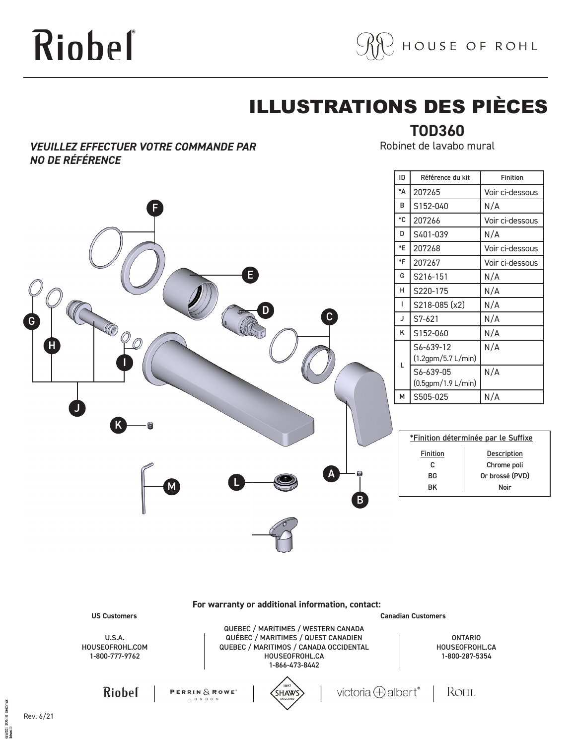# ILLUSTRATIONS DES PIÈCES

## TOD360

Robinet de lavabo mural

***VEUILLEZ EFFECTUER VOTRE COMMANDE PAR NO DE RÉFÉRENCE***

| ID | Référence du kit | Finition |
|---|---|---|
| *A | 207265 | Voir ci-dessous |
| B | S152-040 | N/A |
| *C | 207266 | Voir ci-dessous |
| D | S401-039 | N/A |
| *E | 207268 | Voir ci-dessous |
| *F | 207267 | Voir ci-dessous |
| G | S216-151 | N/A |
| H | S220-175 | N/A |
| I | S218-085 (x2) | N/A |
| J | S7-621 | N/A |
| K | S152-060 | N/A |
| L | S6-639-12 (1.2gpm/5.7 L/min) | N/A |
|  | S6-639-05 (0.5gpm/1.9 L/min) | N/A |
| M | S505-025 | N/A |

*Finition déterminée par le Suffixe

| Finition | Description |
|---|---|
| C | Chrome poli |
| BG | Or brossé (PVD) |
| BK | Noir |

**For warranty or additional information, contact:**

**US Customers**

U.S.A.
HOUSEOFROHL.COM
1-800-777-9762

**Canadian Customers**

QUEBEC / MARITIMES / WESTERN CANADA
QUÉBEC / MARITIMES / OUEST CANADIEN
QUEBEC / MARITIMOS / CANADA OCCIDENTAL
HOUSEOFROHL.CA
1-866-473-8442

ONTARIO
HOUSEOFROHL.CA
1-800-287-5354

Rev. 6/21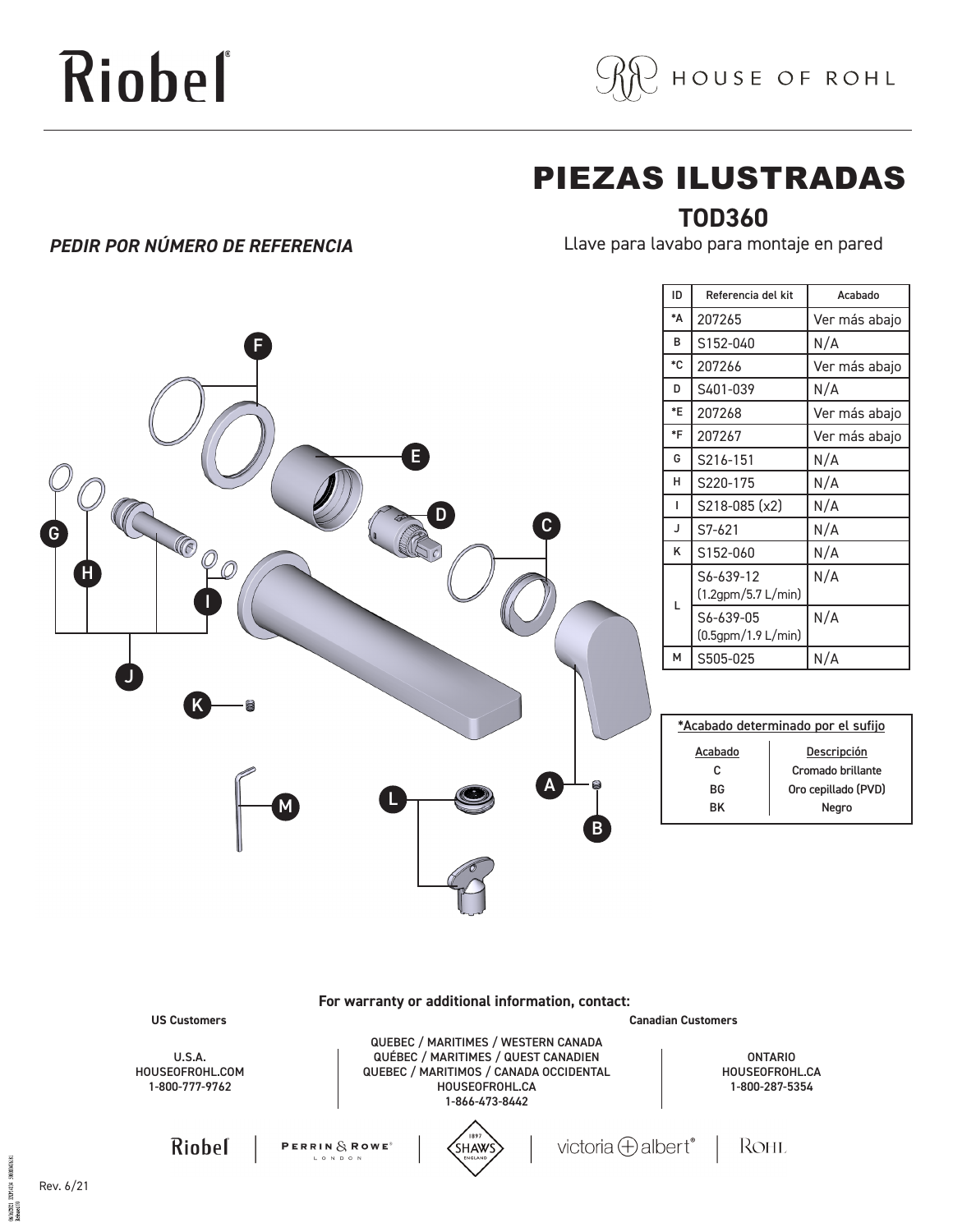Riobel

HOUSE OF ROHL

# PIEZAS ILUSTRADAS

## TOD360

*PEDIR POR NÚMERO DE REFERENCIA*

Llave para lavabo para montaje en pared

| ID | Referencia del kit | Acabado |
|---|---|---|
| *A | 207265 | Ver más abajo |
| B | S152-040 | N/A |
| *C | 207266 | Ver más abajo |
| D | S401-039 | N/A |
| *E | 207268 | Ver más abajo |
| *F | 207267 | Ver más abajo |
| G | S216-151 | N/A |
| H | S220-175 | N/A |
| I | S218-085 (x2) | N/A |
| J | S7-621 | N/A |
| K | S152-060 | N/A |
| L | S6-639-12 (1.2gpm/5.7 L/min) | N/A |
| | S6-639-05 (0.5gpm/1.9 L/min) | N/A |
| M | S505-025 | N/A |

*Acabado determinado por el sufijo

| Acabado | Descripción |
|---|---|
| C | Cromado brillante |
| BG | Oro cepillado (PVD) |
| BK | Negro |

**For warranty or additional information, contact:**

**US Customers**

U.S.A.
HOUSEOFROHL.COM
1-800-777-9762

**Canadian Customers**

QUEBEC / MARITIMES / WESTERN CANADA
QUÉBEC / MARITIMES / QUEST CANADIEN
QUEBEC / MARITIMOS / CANADA OCCIDENTAL
HOUSEOFROHL.CA
1-866-473-8442

ONTARIO
HOUSEOFROHL.CA
1-800-287-5354

Riobel | PERRIN & ROWE LONDON | SHAWS 1897 ENGLAND | victoria + albert | ROHL

Rev. 6/21